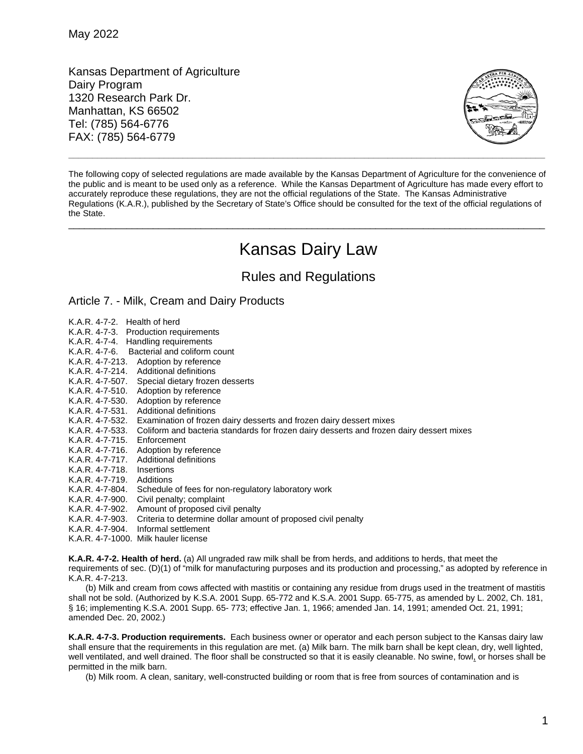May 2022

Kansas Department of Agriculture
Dairy Program
1320 Research Park Dr.
Manhattan, KS 66502
Tel: (785) 564-6776
FAX: (785) 564-6779

---

The following copy of selected regulations are made available by the Kansas Department of Agriculture for the convenience of the public and is meant to be used only as a reference. While the Kansas Department of Agriculture has made every effort to accurately reproduce these regulations, they are not the official regulations of the State. The Kansas Administrative Regulations (K.A.R.), published by the Secretary of State's Office should be consulted for the text of the official regulations of the State.

---

# Kansas Dairy Law

## Rules and Regulations

### Article 7. - Milk, Cream and Dairy Products

K.A.R. 4-7-2. Health of herd
K.A.R. 4-7-3. Production requirements
K.A.R. 4-7-4. Handling requirements
K.A.R. 4-7-6. Bacterial and coliform count
K.A.R. 4-7-213. Adoption by reference
K.A.R. 4-7-214. Additional definitions
K.A.R. 4-7-507. Special dietary frozen desserts
K.A.R. 4-7-510. Adoption by reference
K.A.R. 4-7-530. Adoption by reference
K.A.R. 4-7-531. Additional definitions
K.A.R. 4-7-532. Examination of frozen dairy desserts and frozen dairy dessert mixes
K.A.R. 4-7-533. Coliform and bacteria standards for frozen dairy desserts and frozen dairy dessert mixes
K.A.R. 4-7-715. Enforcement
K.A.R. 4-7-716. Adoption by reference
K.A.R. 4-7-717. Additional definitions
K.A.R. 4-7-718. Insertions
K.A.R. 4-7-719. Additions
K.A.R. 4-7-804. Schedule of fees for non-regulatory laboratory work
K.A.R. 4-7-900. Civil penalty; complaint
K.A.R. 4-7-902. Amount of proposed civil penalty
K.A.R. 4-7-903. Criteria to determine dollar amount of proposed civil penalty
K.A.R. 4-7-904. Informal settlement
K.A.R. 4-7-1000. Milk hauler license

**K.A.R. 4-7-2. Health of herd.** (a) All ungraded raw milk shall be from herds, and additions to herds, that meet the requirements of sec. (D)(1) of "milk for manufacturing purposes and its production and processing," as adopted by reference in K.A.R. 4-7-213.

(b) Milk and cream from cows affected with mastitis or containing any residue from drugs used in the treatment of mastitis shall not be sold. (Authorized by K.S.A. 2001 Supp. 65-772 and K.S.A. 2001 Supp. 65-775, as amended by L. 2002, Ch. 181, § 16; implementing K.S.A. 2001 Supp. 65- 773; effective Jan. 1, 1966; amended Jan. 14, 1991; amended Oct. 21, 1991; amended Dec. 20, 2002.)

**K.A.R. 4-7-3. Production requirements.** Each business owner or operator and each person subject to the Kansas dairy law shall ensure that the requirements in this regulation are met. (a) Milk barn. The milk barn shall be kept clean, dry, well lighted, well ventilated, and well drained. The floor shall be constructed so that it is easily cleanable. No swine, fowl, or horses shall be permitted in the milk barn.

(b) Milk room. A clean, sanitary, well-constructed building or room that is free from sources of contamination and is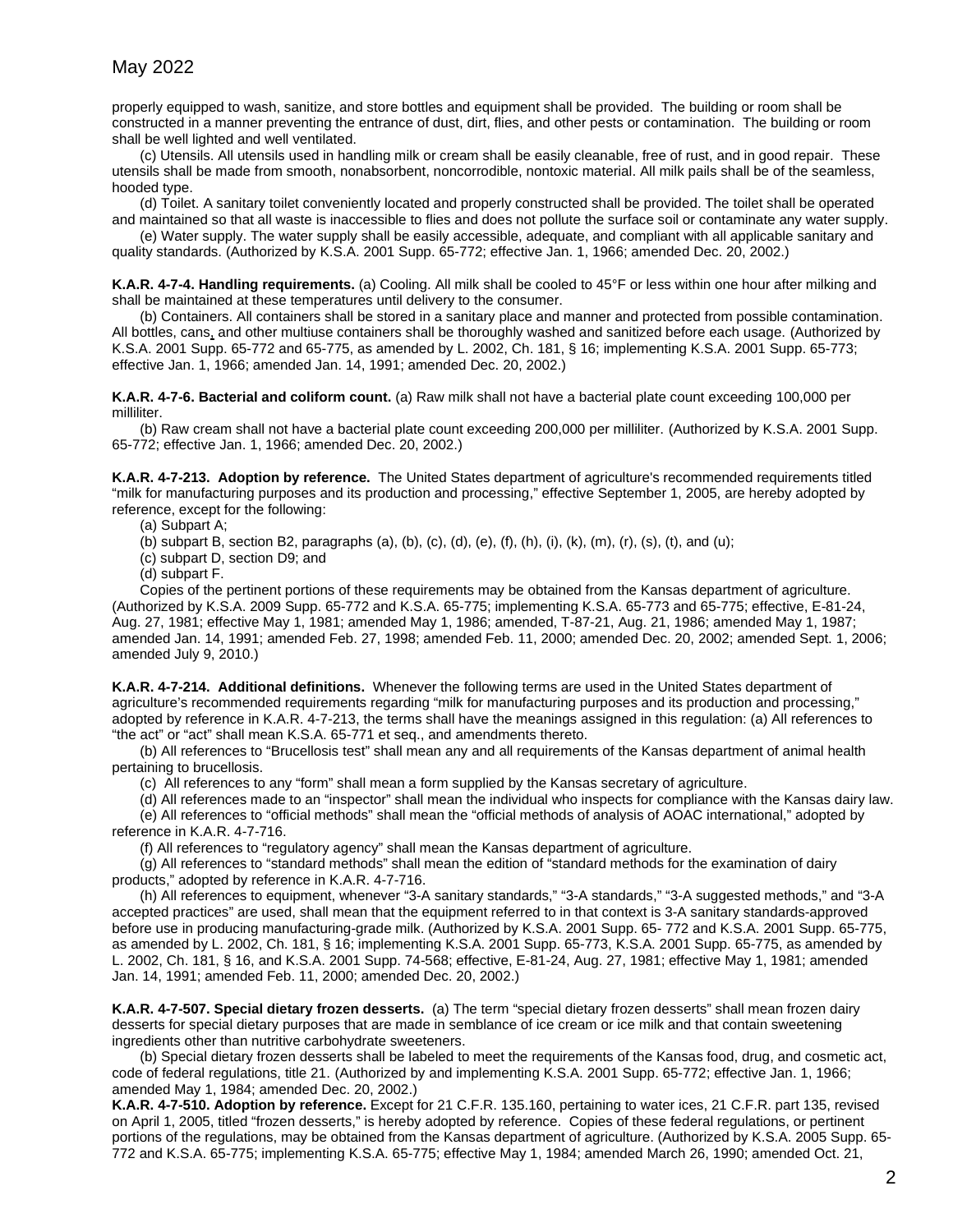properly equipped to wash, sanitize, and store bottles and equipment shall be provided. The building or room shall be constructed in a manner preventing the entrance of dust, dirt, flies, and other pests or contamination. The building or room shall be well lighted and well ventilated.

(c) Utensils. All utensils used in handling milk or cream shall be easily cleanable, free of rust, and in good repair. These utensils shall be made from smooth, nonabsorbent, noncorrodible, nontoxic material. All milk pails shall be of the seamless, hooded type.

(d) Toilet. A sanitary toilet conveniently located and properly constructed shall be provided. The toilet shall be operated and maintained so that all waste is inaccessible to flies and does not pollute the surface soil or contaminate any water supply.

(e) Water supply. The water supply shall be easily accessible, adequate, and compliant with all applicable sanitary and quality standards. (Authorized by K.S.A. 2001 Supp. 65-772; effective Jan. 1, 1966; amended Dec. 20, 2002.)

**K.A.R. 4-7-4. Handling requirements.** (a) Cooling. All milk shall be cooled to 45°F or less within one hour after milking and shall be maintained at these temperatures until delivery to the consumer.

(b) Containers. All containers shall be stored in a sanitary place and manner and protected from possible contamination. All bottles, cans, and other multiuse containers shall be thoroughly washed and sanitized before each usage. (Authorized by K.S.A. 2001 Supp. 65-772 and 65-775, as amended by L. 2002, Ch. 181, § 16; implementing K.S.A. 2001 Supp. 65-773; effective Jan. 1, 1966; amended Jan. 14, 1991; amended Dec. 20, 2002.)

**K.A.R. 4-7-6. Bacterial and coliform count.** (a) Raw milk shall not have a bacterial plate count exceeding 100,000 per milliliter.

(b) Raw cream shall not have a bacterial plate count exceeding 200,000 per milliliter. (Authorized by K.S.A. 2001 Supp. 65-772; effective Jan. 1, 1966; amended Dec. 20, 2002.)

**K.A.R. 4-7-213. Adoption by reference.** The United States department of agriculture's recommended requirements titled "milk for manufacturing purposes and its production and processing," effective September 1, 2005, are hereby adopted by reference, except for the following:

(a) Subpart A;

(b) subpart B, section B2, paragraphs (a), (b), (c), (d), (e), (f), (h), (i), (k), (m), (r), (s), (t), and (u);

(c) subpart D, section D9; and

(d) subpart F.

Copies of the pertinent portions of these requirements may be obtained from the Kansas department of agriculture. (Authorized by K.S.A. 2009 Supp. 65-772 and K.S.A. 65-775; implementing K.S.A. 65-773 and 65-775; effective, E-81-24, Aug. 27, 1981; effective May 1, 1981; amended May 1, 1986; amended, T-87-21, Aug. 21, 1986; amended May 1, 1987; amended Jan. 14, 1991; amended Feb. 27, 1998; amended Feb. 11, 2000; amended Dec. 20, 2002; amended Sept. 1, 2006; amended July 9, 2010.)

**K.A.R. 4-7-214. Additional definitions.** Whenever the following terms are used in the United States department of agriculture's recommended requirements regarding "milk for manufacturing purposes and its production and processing," adopted by reference in K.A.R. 4-7-213, the terms shall have the meanings assigned in this regulation: (a) All references to "the act" or "act" shall mean K.S.A. 65-771 et seq., and amendments thereto.

(b) All references to "Brucellosis test" shall mean any and all requirements of the Kansas department of animal health pertaining to brucellosis.

(c) All references to any "form" shall mean a form supplied by the Kansas secretary of agriculture.

(d) All references made to an "inspector" shall mean the individual who inspects for compliance with the Kansas dairy law.

(e) All references to "official methods" shall mean the "official methods of analysis of AOAC international," adopted by reference in K.A.R. 4-7-716.

(f) All references to "regulatory agency" shall mean the Kansas department of agriculture.

(g) All references to "standard methods" shall mean the edition of "standard methods for the examination of dairy products," adopted by reference in K.A.R. 4-7-716.

(h) All references to equipment, whenever "3-A sanitary standards," "3-A standards," "3-A suggested methods," and "3-A accepted practices" are used, shall mean that the equipment referred to in that context is 3-A sanitary standards-approved before use in producing manufacturing-grade milk. (Authorized by K.S.A. 2001 Supp. 65- 772 and K.S.A. 2001 Supp. 65-775, as amended by L. 2002, Ch. 181, § 16; implementing K.S.A. 2001 Supp. 65-773, K.S.A. 2001 Supp. 65-775, as amended by L. 2002, Ch. 181, § 16, and K.S.A. 2001 Supp. 74-568; effective, E-81-24, Aug. 27, 1981; effective May 1, 1981; amended Jan. 14, 1991; amended Feb. 11, 2000; amended Dec. 20, 2002.)

**K.A.R. 4-7-507. Special dietary frozen desserts.** (a) The term "special dietary frozen desserts" shall mean frozen dairy desserts for special dietary purposes that are made in semblance of ice cream or ice milk and that contain sweetening ingredients other than nutritive carbohydrate sweeteners.

(b) Special dietary frozen desserts shall be labeled to meet the requirements of the Kansas food, drug, and cosmetic act, code of federal regulations, title 21. (Authorized by and implementing K.S.A. 2001 Supp. 65-772; effective Jan. 1, 1966; amended May 1, 1984; amended Dec. 20, 2002.)

**K.A.R. 4-7-510. Adoption by reference.** Except for 21 C.F.R. 135.160, pertaining to water ices, 21 C.F.R. part 135, revised on April 1, 2005, titled "frozen desserts," is hereby adopted by reference. Copies of these federal regulations, or pertinent portions of the regulations, may be obtained from the Kansas department of agriculture. (Authorized by K.S.A. 2005 Supp. 65-772 and K.S.A. 65-775; implementing K.S.A. 65-775; effective May 1, 1984; amended March 26, 1990; amended Oct. 21,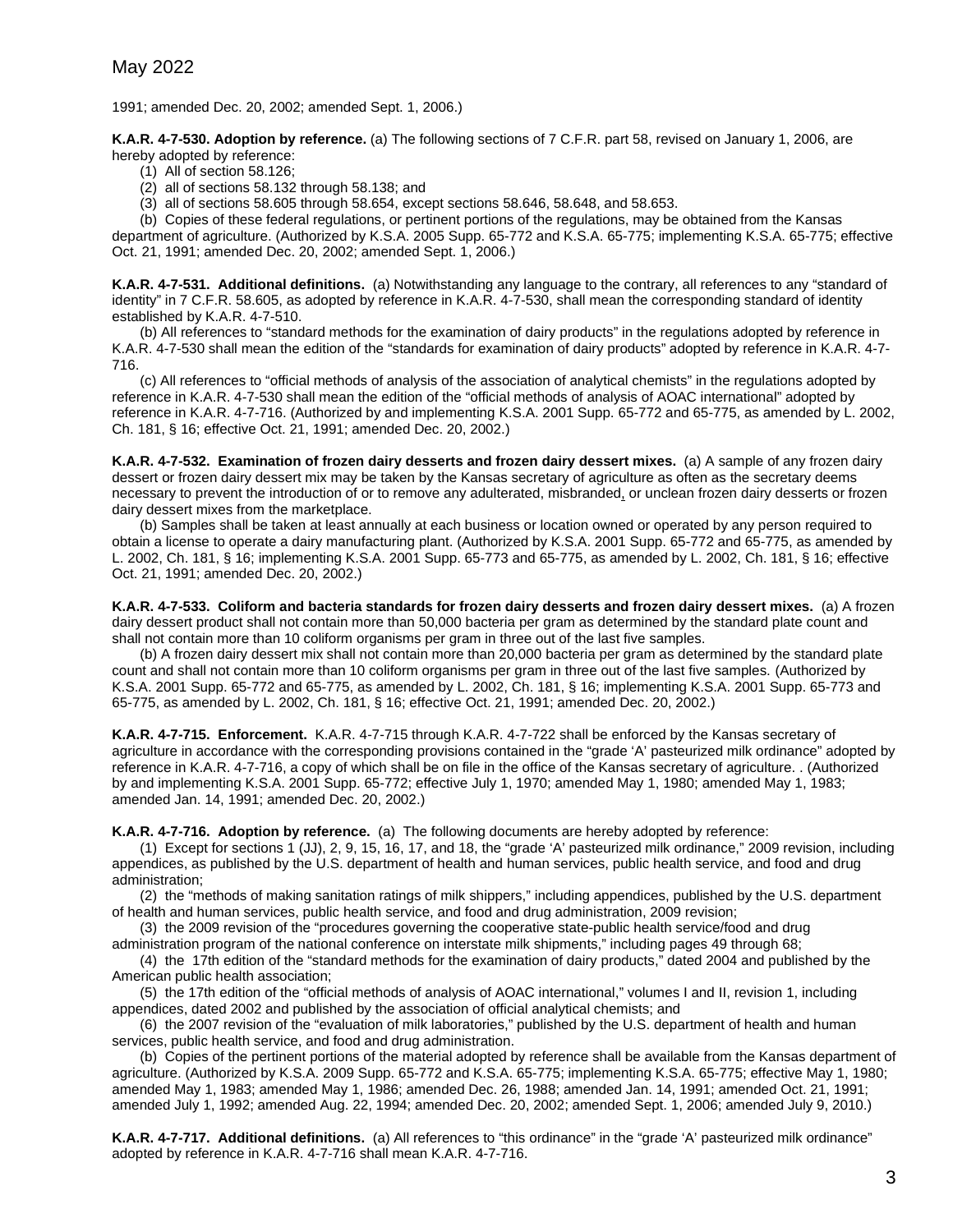1991; amended Dec. 20, 2002; amended Sept. 1, 2006.)

**K.A.R. 4-7-530. Adoption by reference.** (a) The following sections of 7 C.F.R. part 58, revised on January 1, 2006, are hereby adopted by reference:

(1) All of section 58.126;

(2) all of sections 58.132 through 58.138; and

(3) all of sections 58.605 through 58.654, except sections 58.646, 58.648, and 58.653.

(b) Copies of these federal regulations, or pertinent portions of the regulations, may be obtained from the Kansas department of agriculture. (Authorized by K.S.A. 2005 Supp. 65-772 and K.S.A. 65-775; implementing K.S.A. 65-775; effective Oct. 21, 1991; amended Dec. 20, 2002; amended Sept. 1, 2006.)

**K.A.R. 4-7-531. Additional definitions.** (a) Notwithstanding any language to the contrary, all references to any "standard of identity" in 7 C.F.R. 58.605, as adopted by reference in K.A.R. 4-7-530, shall mean the corresponding standard of identity established by K.A.R. 4-7-510.

(b) All references to "standard methods for the examination of dairy products" in the regulations adopted by reference in K.A.R. 4-7-530 shall mean the edition of the "standards for examination of dairy products" adopted by reference in K.A.R. 4-7-716.

(c) All references to "official methods of analysis of the association of analytical chemists" in the regulations adopted by reference in K.A.R. 4-7-530 shall mean the edition of the "official methods of analysis of AOAC international" adopted by reference in K.A.R. 4-7-716. (Authorized by and implementing K.S.A. 2001 Supp. 65-772 and 65-775, as amended by L. 2002, Ch. 181, § 16; effective Oct. 21, 1991; amended Dec. 20, 2002.)

**K.A.R. 4-7-532. Examination of frozen dairy desserts and frozen dairy dessert mixes.** (a) A sample of any frozen dairy dessert or frozen dairy dessert mix may be taken by the Kansas secretary of agriculture as often as the secretary deems necessary to prevent the introduction of or to remove any adulterated, misbranded, or unclean frozen dairy desserts or frozen dairy dessert mixes from the marketplace.

(b) Samples shall be taken at least annually at each business or location owned or operated by any person required to obtain a license to operate a dairy manufacturing plant. (Authorized by K.S.A. 2001 Supp. 65-772 and 65-775, as amended by L. 2002, Ch. 181, § 16; implementing K.S.A. 2001 Supp. 65-773 and 65-775, as amended by L. 2002, Ch. 181, § 16; effective Oct. 21, 1991; amended Dec. 20, 2002.)

**K.A.R. 4-7-533. Coliform and bacteria standards for frozen dairy desserts and frozen dairy dessert mixes.** (a) A frozen dairy dessert product shall not contain more than 50,000 bacteria per gram as determined by the standard plate count and shall not contain more than 10 coliform organisms per gram in three out of the last five samples.

(b) A frozen dairy dessert mix shall not contain more than 20,000 bacteria per gram as determined by the standard plate count and shall not contain more than 10 coliform organisms per gram in three out of the last five samples. (Authorized by K.S.A. 2001 Supp. 65-772 and 65-775, as amended by L. 2002, Ch. 181, § 16; implementing K.S.A. 2001 Supp. 65-773 and 65-775, as amended by L. 2002, Ch. 181, § 16; effective Oct. 21, 1991; amended Dec. 20, 2002.)

**K.A.R. 4-7-715. Enforcement.** K.A.R. 4-7-715 through K.A.R. 4-7-722 shall be enforced by the Kansas secretary of agriculture in accordance with the corresponding provisions contained in the "grade 'A' pasteurized milk ordinance" adopted by reference in K.A.R. 4-7-716, a copy of which shall be on file in the office of the Kansas secretary of agriculture. . (Authorized by and implementing K.S.A. 2001 Supp. 65-772; effective July 1, 1970; amended May 1, 1980; amended May 1, 1983; amended Jan. 14, 1991; amended Dec. 20, 2002.)

**K.A.R. 4-7-716. Adoption by reference.** (a) The following documents are hereby adopted by reference:

(1) Except for sections 1 (JJ), 2, 9, 15, 16, 17, and 18, the "grade 'A' pasteurized milk ordinance," 2009 revision, including appendices, as published by the U.S. department of health and human services, public health service, and food and drug administration;

(2) the "methods of making sanitation ratings of milk shippers," including appendices, published by the U.S. department of health and human services, public health service, and food and drug administration, 2009 revision;

(3) the 2009 revision of the "procedures governing the cooperative state-public health service/food and drug administration program of the national conference on interstate milk shipments," including pages 49 through 68;

(4) the 17th edition of the "standard methods for the examination of dairy products," dated 2004 and published by the American public health association;

(5) the 17th edition of the "official methods of analysis of AOAC international," volumes I and II, revision 1, including appendices, dated 2002 and published by the association of official analytical chemists; and

(6) the 2007 revision of the "evaluation of milk laboratories," published by the U.S. department of health and human services, public health service, and food and drug administration.

(b) Copies of the pertinent portions of the material adopted by reference shall be available from the Kansas department of agriculture. (Authorized by K.S.A. 2009 Supp. 65-772 and K.S.A. 65-775; implementing K.S.A. 65-775; effective May 1, 1980; amended May 1, 1983; amended May 1, 1986; amended Dec. 26, 1988; amended Jan. 14, 1991; amended Oct. 21, 1991; amended July 1, 1992; amended Aug. 22, 1994; amended Dec. 20, 2002; amended Sept. 1, 2006; amended July 9, 2010.)

**K.A.R. 4-7-717. Additional definitions.** (a) All references to "this ordinance" in the "grade 'A' pasteurized milk ordinance" adopted by reference in K.A.R. 4-7-716 shall mean K.A.R. 4-7-716.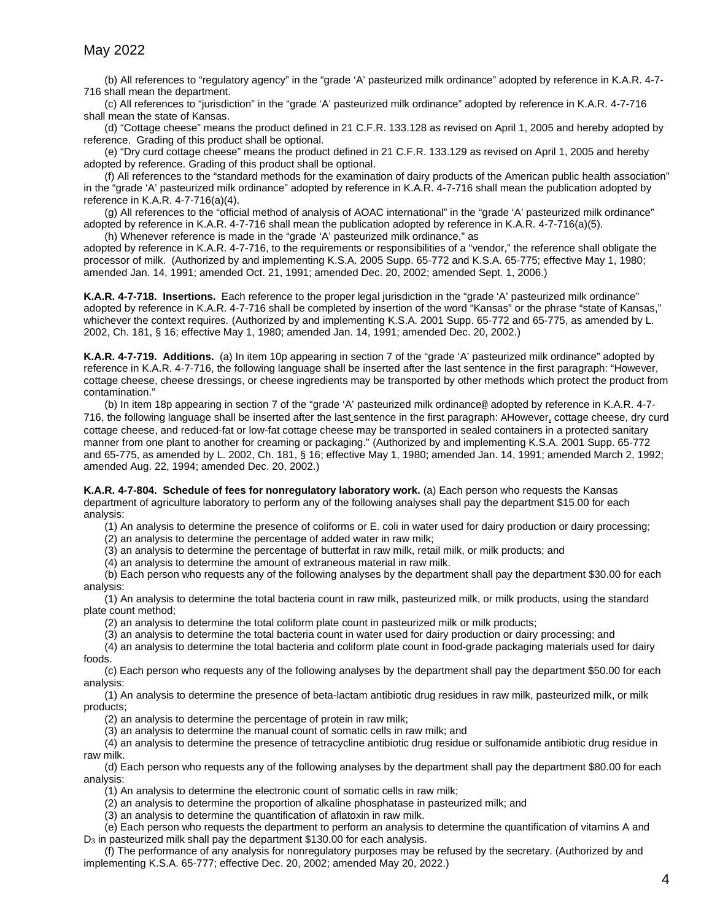(b) All references to "regulatory agency" in the "grade 'A' pasteurized milk ordinance" adopted by reference in K.A.R. 4-7-716 shall mean the department.

(c) All references to "jurisdiction" in the "grade 'A' pasteurized milk ordinance" adopted by reference in K.A.R. 4-7-716 shall mean the state of Kansas.

(d) "Cottage cheese" means the product defined in 21 C.F.R. 133.128 as revised on April 1, 2005 and hereby adopted by reference. Grading of this product shall be optional.

(e) "Dry curd cottage cheese" means the product defined in 21 C.F.R. 133.129 as revised on April 1, 2005 and hereby adopted by reference. Grading of this product shall be optional.

(f) All references to the "standard methods for the examination of dairy products of the American public health association" in the "grade 'A' pasteurized milk ordinance" adopted by reference in K.A.R. 4-7-716 shall mean the publication adopted by reference in K.A.R. 4-7-716(a)(4).

(g) All references to the "official method of analysis of AOAC international" in the "grade 'A' pasteurized milk ordinance" adopted by reference in K.A.R. 4-7-716 shall mean the publication adopted by reference in K.A.R. 4-7-716(a)(5).

(h) Whenever reference is made in the "grade 'A' pasteurized milk ordinance," as adopted by reference in K.A.R. 4-7-716, to the requirements or responsibilities of a "vendor," the reference shall obligate the processor of milk. (Authorized by K.S.A. 2005 Supp. 65-772 and K.S.A. 65-775; effective May 1, 1980; amended Jan. 14, 1991; amended Oct. 21, 1991; amended Dec. 20, 2002; amended Sept. 1, 2006.)

**K.A.R. 4-7-718. Insertions.** Each reference to the proper legal jurisdiction in the "grade 'A' pasteurized milk ordinance" adopted by reference in K.A.R. 4-7-716 shall be completed by insertion of the word "Kansas" or the phrase "state of Kansas," whichever the context requires. (Authorized by and implementing K.S.A. 2001 Supp. 65-772 and 65-775, as amended by L. 2002, Ch. 181, § 16; effective May 1, 1980; amended Jan. 14, 1991; amended Dec. 20, 2002.)

**K.A.R. 4-7-719. Additions.** (a) In item 10p appearing in section 7 of the "grade 'A' pasteurized milk ordinance" adopted by reference in K.A.R. 4-7-716, the following language shall be inserted after the last sentence in the first paragraph: "However, cottage cheese, cheese dressings, or cheese ingredients may be transported by other methods which protect the product from contamination."

(b) In item 18p appearing in section 7 of the "grade 'A' pasteurized milk ordinance@ adopted by reference in K.A.R. 4-7-716, the following language shall be inserted after the last sentence in the first paragraph: AHowever, cottage cheese, dry curd cottage cheese, and reduced-fat or low-fat cottage cheese may be transported in sealed containers in a protected sanitary manner from one plant to another for creaming or packaging." (Authorized by and implementing K.S.A. 2001 Supp. 65-772 and 65-775, as amended by L. 2002, Ch. 181, § 16; effective May 1, 1980; amended Jan. 14, 1991; amended March 2, 1992; amended Aug. 22, 1994; amended Dec. 20, 2002.)

**K.A.R. 4-7-804. Schedule of fees for nonregulatory laboratory work.** (a) Each person who requests the Kansas department of agriculture laboratory to perform any of the following analyses shall pay the department $15.00 for each analysis:

(1) An analysis to determine the presence of coliforms or E. coli in water used for dairy production or dairy processing;

(2) an analysis to determine the percentage of added water in raw milk;

(3) an analysis to determine the percentage of butterfat in raw milk, retail milk, or milk products; and

(4) an analysis to determine the amount of extraneous material in raw milk.

(b) Each person who requests any of the following analyses by the department shall pay the department $30.00 for each analysis:

(1) An analysis to determine the total bacteria count in raw milk, pasteurized milk, or milk products, using the standard plate count method;

(2) an analysis to determine the total coliform plate count in pasteurized milk or milk products;

(3) an analysis to determine the total bacteria count in water used for dairy production or dairy processing; and

(4) an analysis to determine the total bacteria and coliform plate count in food-grade packaging materials used for dairy foods.

(c) Each person who requests any of the following analyses by the department shall pay the department $50.00 for each analysis:

(1) An analysis to determine the presence of beta-lactam antibiotic drug residues in raw milk, pasteurized milk, or milk products;

(2) an analysis to determine the percentage of protein in raw milk;

(3) an analysis to determine the manual count of somatic cells in raw milk; and

(4) an analysis to determine the presence of tetracycline antibiotic drug residue or sulfonamide antibiotic drug residue in raw milk.

(d) Each person who requests any of the following analyses by the department shall pay the department $80.00 for each analysis:

(1) An analysis to determine the electronic count of somatic cells in raw milk;

(2) an analysis to determine the proportion of alkaline phosphatase in pasteurized milk; and

(3) an analysis to determine the quantification of aflatoxin in raw milk.

(e) Each person who requests the department to perform an analysis to determine the quantification of vitamins A and $D_3$ in pasteurized milk shall pay the department $130.00 for each analysis.

(f) The performance of any analysis for nonregulatory purposes may be refused by the secretary. (Authorized by and implementing K.S.A. 65-777; effective Dec. 20, 2002; amended May 20, 2022.)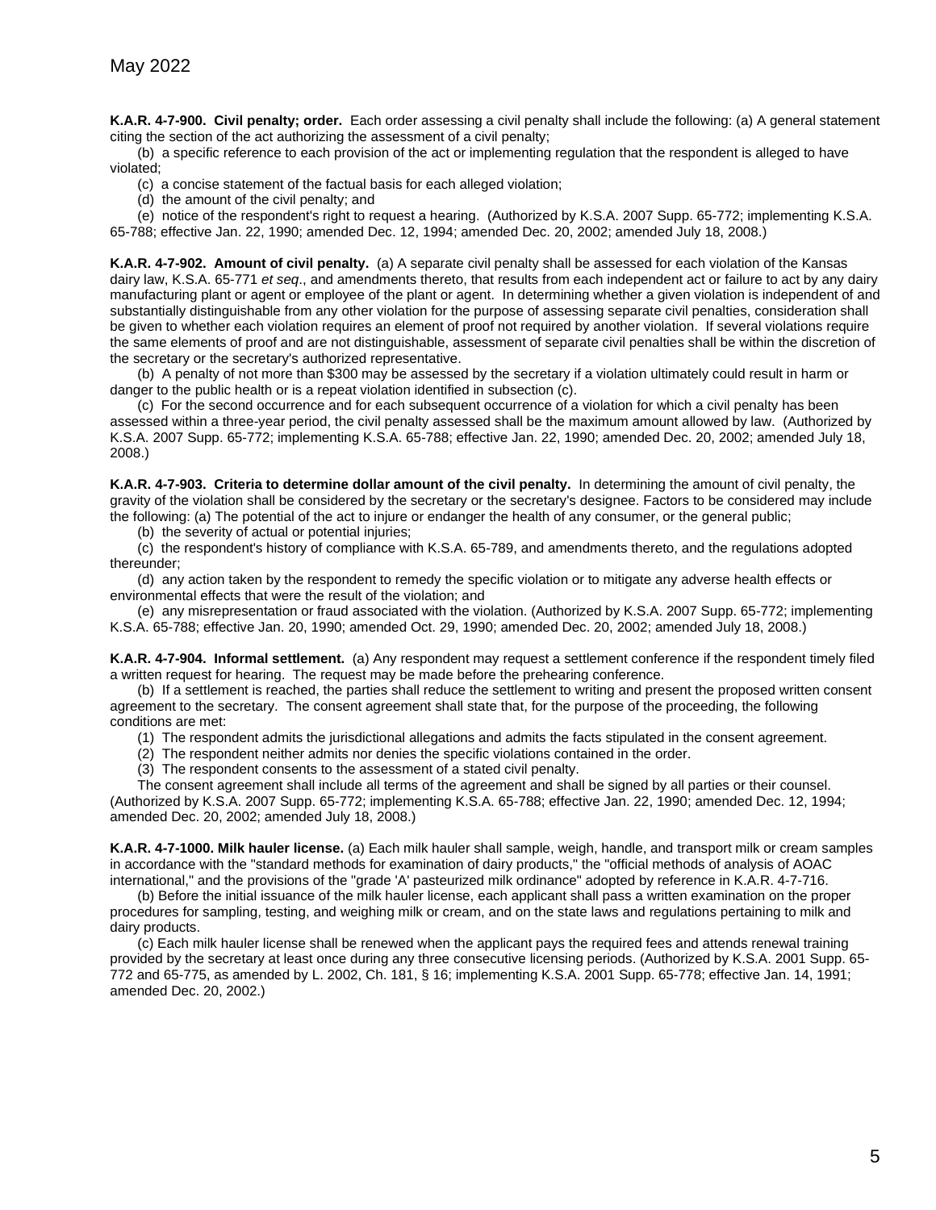**K.A.R. 4-7-900. Civil penalty; order.** Each order assessing a civil penalty shall include the following: (a) A general statement citing the section of the act authorizing the assessment of a civil penalty;

(b) a specific reference to each provision of the act or implementing regulation that the respondent is alleged to have violated;

(c) a concise statement of the factual basis for each alleged violation;

(d) the amount of the civil penalty; and

(e) notice of the respondent's right to request a hearing. (Authorized by K.S.A. 2007 Supp. 65-772; implementing K.S.A. 65-788; effective Jan. 22, 1990; amended Dec. 12, 1994; amended Dec. 20, 2002; amended July 18, 2008.)

**K.A.R. 4-7-902. Amount of civil penalty.** (a) A separate civil penalty shall be assessed for each violation of the Kansas dairy law, K.S.A. 65-771 *et seq*., and amendments thereto, that results from each independent act or failure to act by any dairy manufacturing plant or agent or employee of the plant or agent. In determining whether a given violation is independent of and substantially distinguishable from any other violation for the purpose of assessing separate civil penalties, consideration shall be given to whether each violation requires an element of proof not required by another violation. If several violations require the same elements of proof and are not distinguishable, assessment of separate civil penalties shall be within the discretion of the secretary or the secretary's authorized representative.

(b) A penalty of not more than $300 may be assessed by the secretary if a violation ultimately could result in harm or danger to the public health or is a repeat violation identified in subsection (c).

(c) For the second occurrence and for each subsequent occurrence of a violation for which a civil penalty has been assessed within a three-year period, the civil penalty assessed shall be the maximum amount allowed by law. (Authorized by K.S.A. 2007 Supp. 65-772; implementing K.S.A. 65-788; effective Jan. 22, 1990; amended Dec. 20, 2002; amended July 18, 2008.)

**K.A.R. 4-7-903. Criteria to determine dollar amount of the civil penalty.** In determining the amount of civil penalty, the gravity of the violation shall be considered by the secretary or the secretary's designee. Factors to be considered may include the following: (a) The potential of the act to injure or endanger the health of any consumer, or the general public;

(b) the severity of actual or potential injuries;

(c) the respondent's history of compliance with K.S.A. 65-789, and amendments thereto, and the regulations adopted thereunder;

(d) any action taken by the respondent to remedy the specific violation or to mitigate any adverse health effects or environmental effects that were the result of the violation; and

(e) any misrepresentation or fraud associated with the violation. (Authorized by K.S.A. 2007 Supp. 65-772; implementing K.S.A. 65-788; effective Jan. 20, 1990; amended Oct. 29, 1990; amended Dec. 20, 2002; amended July 18, 2008.)

**K.A.R. 4-7-904. Informal settlement.** (a) Any respondent may request a settlement conference if the respondent timely filed a written request for hearing. The request may be made before the prehearing conference.

(b) If a settlement is reached, the parties shall reduce the settlement to writing and present the proposed written consent agreement to the secretary. The consent agreement shall state that, for the purpose of the proceeding, the following conditions are met:

(1) The respondent admits the jurisdictional allegations and admits the facts stipulated in the consent agreement.

(2) The respondent neither admits nor denies the specific violations contained in the order.

(3) The respondent consents to the assessment of a stated civil penalty.

The consent agreement shall include all terms of the agreement and shall be signed by all parties or their counsel. (Authorized by K.S.A. 2007 Supp. 65-772; implementing K.S.A. 65-788; effective Jan. 22, 1990; amended Dec. 12, 1994; amended Dec. 20, 2002; amended July 18, 2008.)

**K.A.R. 4-7-1000. Milk hauler license.** (a) Each milk hauler shall sample, weigh, handle, and transport milk or cream samples in accordance with the "standard methods for examination of dairy products," the "official methods of analysis of AOAC international," and the provisions of the "grade 'A' pasteurized milk ordinance" adopted by reference in K.A.R. 4-7-716.

(b) Before the initial issuance of the milk hauler license, each applicant shall pass a written examination on the proper procedures for sampling, testing, and weighing milk or cream, and on the state laws and regulations pertaining to milk and dairy products.

(c) Each milk hauler license shall be renewed when the applicant pays the required fees and attends renewal training provided by the secretary at least once during any three consecutive licensing periods. (Authorized by K.S.A. 2001 Supp. 65-772 and 65-775, as amended by L. 2002, Ch. 181, § 16; implementing K.S.A. 2001 Supp. 65-778; effective Jan. 14, 1991; amended Dec. 20, 2002.)